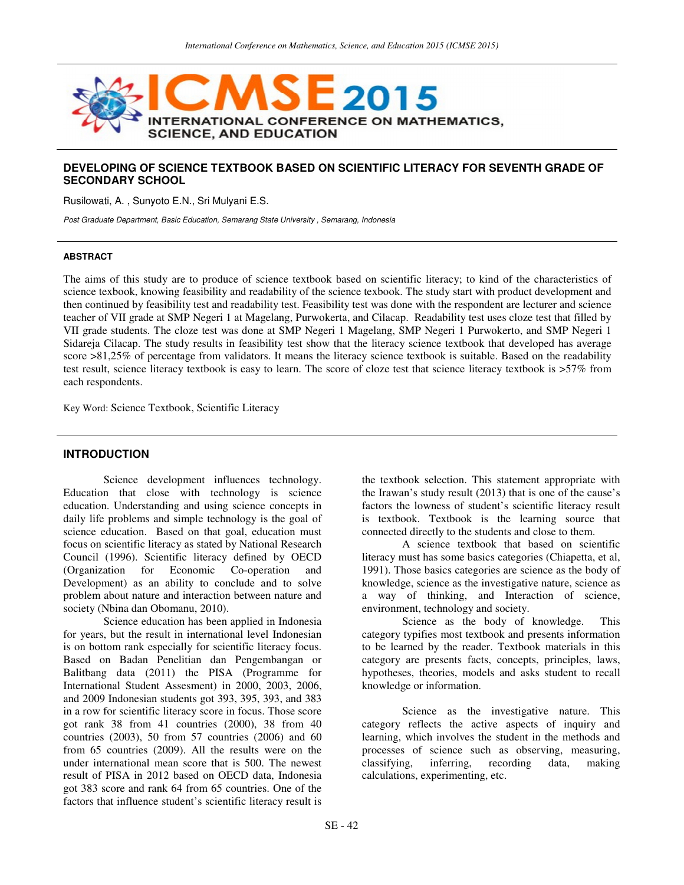## DEVELOPING OF SCIENCE TEXTBOOK BASED ON SCIENTIFIC LITERACY FOR SEVENTH GRADE OF SECONDARY SCHOOL

Rusilowati, A. , Sunyoto E.N., Sri Mulyani E.S.

*Post Graduate Department, Basic Education, Semarang State University , Semarang, Indonesia*

### ABSTRACT

The aims of this study are to produce of science textbook based on scientific literacy; to kind of the characteristics of science texbook, knowing feasibility and readability of the science texbook. The study start with product development and then continued by feasibility test and readability test. Feasibility test was done with the respondent are lecturer and science teacher of VII grade at SMP Negeri 1 at Magelang, Purwokerta, and Cilacap. Readability test uses cloze test that filled by VII grade students. The cloze test was done at SMP Negeri 1 Magelang, SMP Negeri 1 Purwokerto, and SMP Negeri 1 Sidareja Cilacap. The study results in feasibility test show that the literacy science textbook that developed has average score >81,25% of percentage from validators. It means the literacy science textbook is suitable. Based on the readability test result, science literacy textbook is easy to learn. The score of cloze test that science literacy textbook is >57% from each respondents.

Key Word: Science Textbook, Scientific Literacy

### INTRODUCTION

Science development influences technology. Education that close with technology is science education. Understanding and using science concepts in daily life problems and simple technology is the goal of science education. Based on that goal, education must focus on scientific literacy as stated by National Research Council (1996). Scientific literacy defined by OECD (Organization for Economic Co-operation and Development) as an ability to conclude and to solve problem about nature and interaction between nature and society (Nbina dan Obomanu, 2010).

Science education has been applied in Indonesia for years, but the result in international level Indonesian is on bottom rank especially for scientific literacy focus. Based on Badan Penelitian dan Pengembangan or Balitbang data (2011) the PISA (Programme for International Student Assesment) in 2000, 2003, 2006, and 2009 Indonesian students got 393, 395, 393, and 383 in a row for scientific literacy score in focus. Those score got rank 38 from 41 countries (2000), 38 from 40 countries (2003), 50 from 57 countries (2006) and 60 from 65 countries (2009). All the results were on the under international mean score that is 500. The newest result of PISA in 2012 based on OECD data, Indonesia got 383 score and rank 64 from 65 countries. One of the factors that influence student's scientific literacy result is the textbook selection. This statement appropriate with the Irawan's study result (2013) that is one of the cause's factors the lowness of student's scientific literacy result is textbook. Textbook is the learning source that connected directly to the students and close to them.

A science textbook that based on scientific literacy must has some basics categories (Chiapetta, et al, 1991). Those basics categories are science as the body of knowledge, science as the investigative nature, science as a way of thinking, and Interaction of science, environment, technology and society.

Science as the body of knowledge. This category typifies most textbook and presents information to be learned by the reader. Textbook materials in this category are presents facts, concepts, principles, laws, hypotheses, theories, models and asks student to recall knowledge or information.

Science as the investigative nature. This category reflects the active aspects of inquiry and learning, which involves the student in the methods and processes of science such as observing, measuring, classifying, inferring, recording data, making calculations, experimenting, etc.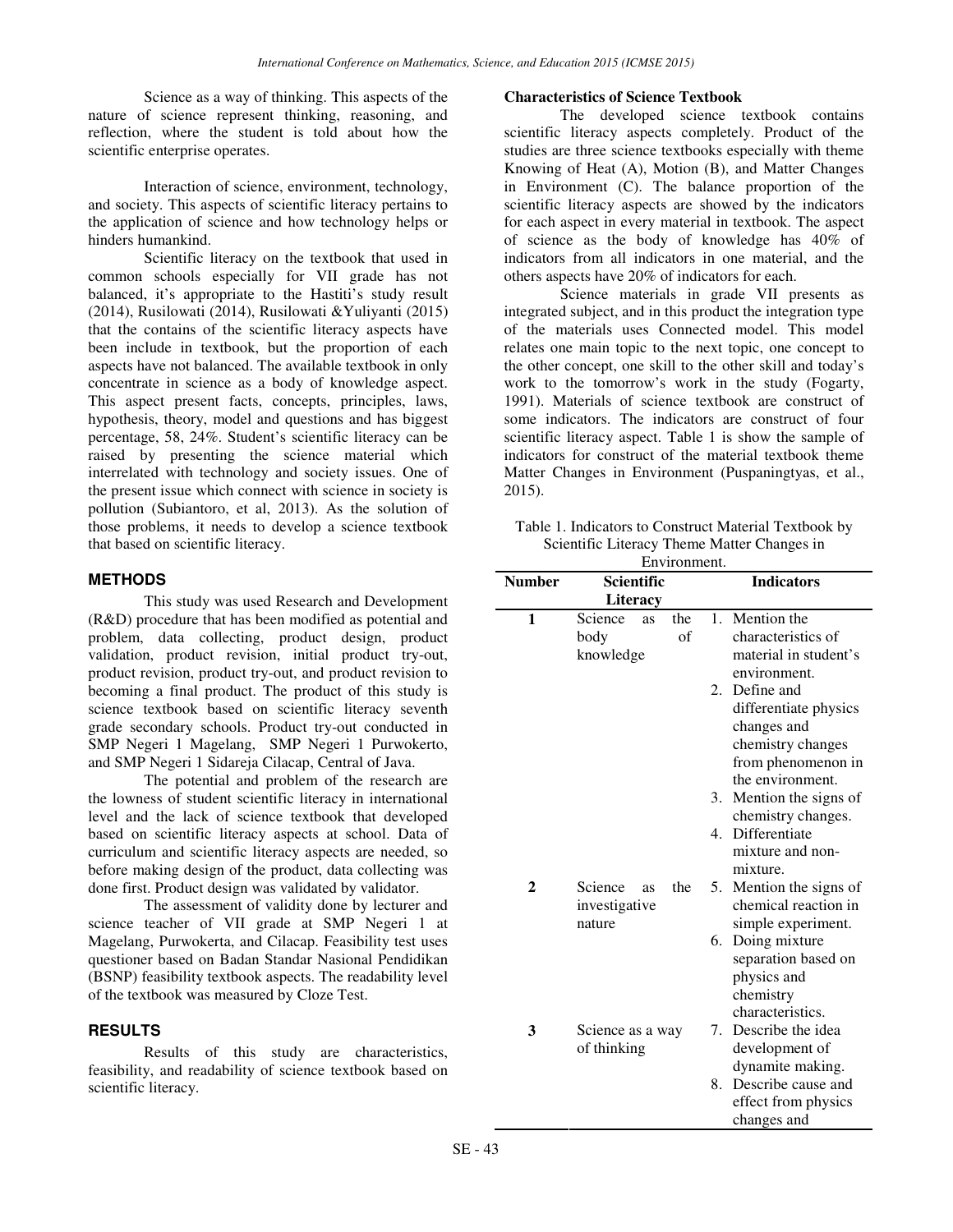Science as a way of thinking. This aspects of the nature of science represent thinking, reasoning, and reflection, where the student is told about how the scientific enterprise operates.

Interaction of science, environment, technology, and society. This aspects of scientific literacy pertains to the application of science and how technology helps or hinders humankind.

Scientific literacy on the textbook that used in common schools especially for VII grade has not balanced, it's appropriate to the Hastiti's study result (2014), Rusilowati (2014), Rusilowati &Yuliyanti (2015) that the contains of the scientific literacy aspects have been include in textbook, but the proportion of each aspects have not balanced. The available textbook in only concentrate in science as a body of knowledge aspect. This aspect present facts, concepts, principles, laws, hypothesis, theory, model and questions and has biggest percentage, 58, 24%. Student's scientific literacy can be raised by presenting the science material which interrelated with technology and society issues. One of the present issue which connect with science in society is pollution (Subiantoro, et al, 2013). As the solution of those problems, it needs to develop a science textbook that based on scientific literacy.

## METHODS

This study was used Research and Development (R&D) procedure that has been modified as potential and problem, data collecting, product design, product validation, product revision, initial product try-out, product revision, product try-out, and product revision to becoming a final product. The product of this study is science textbook based on scientific literacy seventh grade secondary schools. Product try-out conducted in SMP Negeri 1 Magelang, SMP Negeri 1 Purwokerto, and SMP Negeri 1 Sidareja Cilacap, Central of Java.

The potential and problem of the research are the lowness of student scientific literacy in international level and the lack of science textbook that developed based on scientific literacy aspects at school. Data of curriculum and scientific literacy aspects are needed, so before making design of the product, data collecting was done first. Product design was validated by validator.

The assessment of validity done by lecturer and science teacher of VII grade at SMP Negeri 1 at Magelang, Purwokerta, and Cilacap. Feasibility test uses questioner based on Badan Standar Nasional Pendidikan (BSNP) feasibility textbook aspects. The readability level of the textbook was measured by Cloze Test.

## RESULTS

Results of this study are characteristics, feasibility, and readability of science textbook based on scientific literacy.

**Characteristics of Science Textbook**

The developed science textbook contains scientific literacy aspects completely. Product of the studies are three science textbooks especially with theme Knowing of Heat (A), Motion (B), and Matter Changes in Environment (C). The balance proportion of the scientific literacy aspects are showed by the indicators for each aspect in every material in textbook. The aspect of science as the body of knowledge has 40% of indicators from all indicators in one material, and the others aspects have 20% of indicators for each.

Science materials in grade VII presents as integrated subject, and in this product the integration type of the materials uses Connected model. This model relates one main topic to the next topic, one concept to the other concept, one skill to the other skill and today's work to the tomorrow's work in the study (Fogarty, 1991). Materials of science textbook are construct of some indicators. The indicators are construct of four scientific literacy aspect. Table 1 is show the sample of indicators for construct of the material textbook theme Matter Changes in Environment (Puspaningtyas, et al., 2015).

Table 1. Indicators to Construct Material Textbook by Scientific Literacy Theme Matter Changes in Environment.

| Number | Scientific Literacy | Indicators |
|---|---|---|
| 1 | Science as the body of knowledge | 1. Mention the characteristics of material in student's environment.<br>2. Define and differentiate physics changes and chemistry changes from phenomenon in the environment.<br>3. Mention the signs of chemistry changes.<br>4. Differentiate mixture and non-mixture. |
| 2 | Science as the investigative nature | 5. Mention the signs of chemical reaction in simple experiment.<br>6. Doing mixture separation based on physics and chemistry characteristics. |
| 3 | Science as a way of thinking | 7. Describe the idea development of dynamite making.<br>8. Describe cause and effect from physics changes and |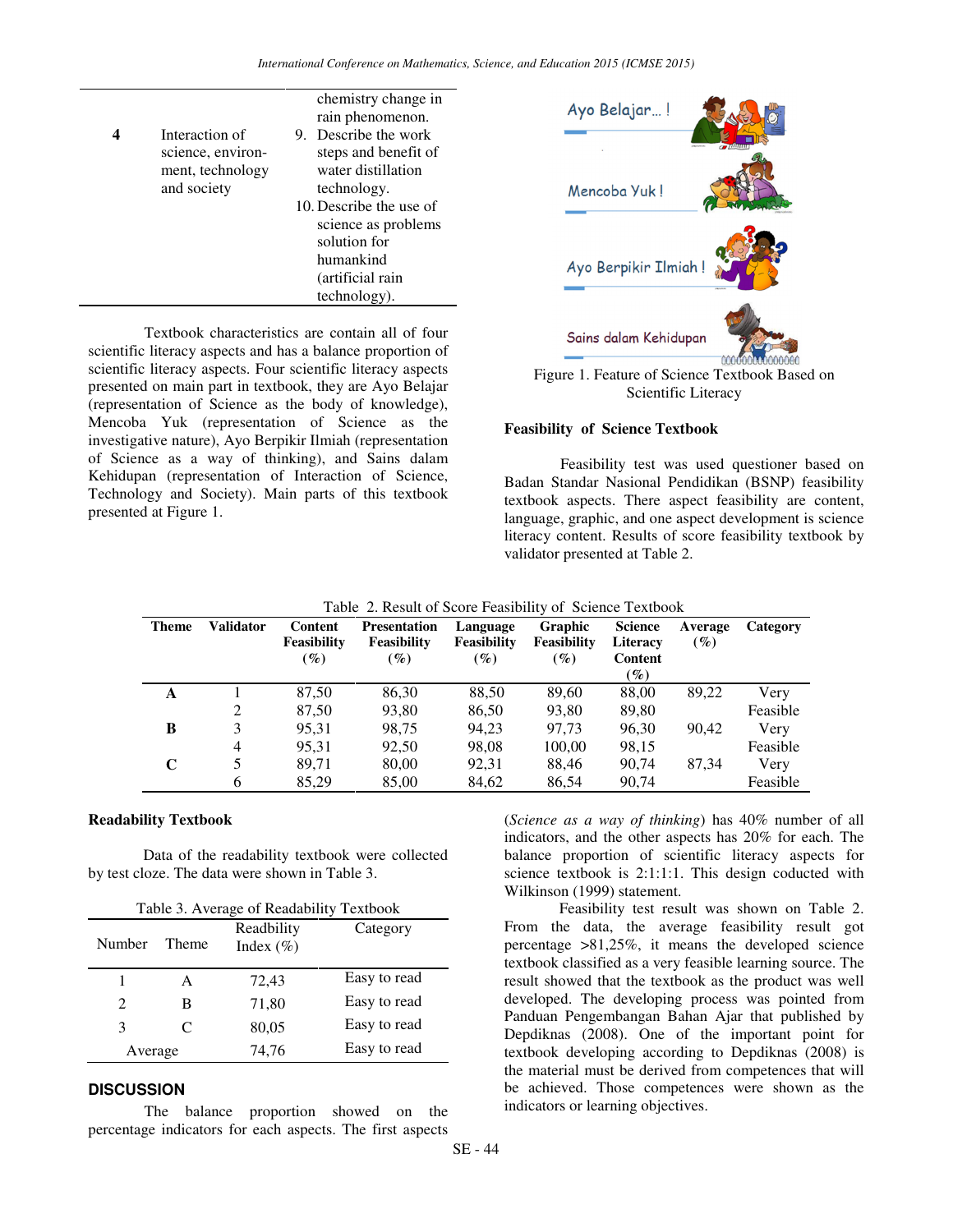| | | chemistry change in rain phenomenon. |
|---|---|---|
| **4** | Interaction of science, environ-ment, technology and society | 9. Describe the work steps and benefit of water distillation technology.<br>10. Describe the use of science as problems solution for humankind (artificial rain technology). |

Textbook characteristics are contain all of four scientific literacy aspects and has a balance proportion of scientific literacy aspects. Four scientific literacy aspects presented on main part in textbook, they are Ayo Belajar (representation of Science as the body of knowledge), Mencoba Yuk (representation of Science as the investigative nature), Ayo Berpikir Ilmiah (representation of Science as a way of thinking), and Sains dalam Kehidupan (representation of Interaction of Science, Technology and Society). Main parts of this textbook presented at Figure 1.

Ayo Belajar... !

Mencoba Yuk !

Ayo Berpikir Ilmiah !

Sains dalam Kehidupan

Figure 1. Feature of Science Textbook Based on Scientific Literacy

**Feasibility of Science Textbook**

Feasibility test was used questioner based on Badan Standar Nasional Pendidikan (BSNP) feasibility textbook aspects. There aspect feasibility are content, language, graphic, and one aspect development is science literacy content. Results of score feasibility textbook by validator presented at Table 2.

Table 2. Result of Score Feasibility of Science Textbook

| Theme | Validator | Content Feasibility (%) | Presentation Feasibility (%) | Language Feasibility (%) | Graphic Feasibility (%) | Science Literacy Content (%) | Average (%) | Category |
|---|---|---|---|---|---|---|---|---|
| **A** | 1 | 87,50 | 86,30 | 88,50 | 89,60 | 88,00 | 89,22 | Very Feasible |
| | 2 | 87,50 | 93,80 | 86,50 | 93,80 | 89,80 | | |
| **B** | 3 | 95,31 | 98,75 | 94,23 | 97,73 | 96,30 | 90,42 | Very Feasible |
| | 4 | 95,31 | 92,50 | 98,08 | 100,00 | 98,15 | | |
| **C** | 5 | 89,71 | 80,00 | 92,31 | 88,46 | 90,74 | 87,34 | Very Feasible |
| | 6 | 85,29 | 85,00 | 84,62 | 86,54 | 90,74 | | |

**Readability Textbook**

Data of the readability textbook were collected by test cloze. The data were shown in Table 3.

Table 3. Average of Readability Textbook

| Number | Theme | Readbility Index (%) | Category |
|---|---|---|---|
| 1 | A | 72,43 | Easy to read |
| 2 | B | 71,80 | Easy to read |
| 3 | C | 80,05 | Easy to read |
| Average | | 74,76 | Easy to read |

## DISCUSSION

The balance proportion showed on the percentage indicators for each aspects. The first aspects (*Science as a way of thinking*) has 40% number of all indicators, and the other aspects has 20% for each. The balance proportion of scientific literacy aspects for science textbook is 2:1:1:1. This design coducted with Wilkinson (1999) statement.

Feasibility test result was shown on Table 2. From the data, the average feasibility result got percentage >81,25%, it means the developed science textbook classified as a very feasible learning source. The result showed that the textbook as the product was well developed. The developing process was pointed from Panduan Pengembangan Bahan Ajar that published by Depdiknas (2008). One of the important point for textbook developing according to Depdiknas (2008) is the material must be derived from competences that will be achieved. Those competences were shown as the indicators or learning objectives.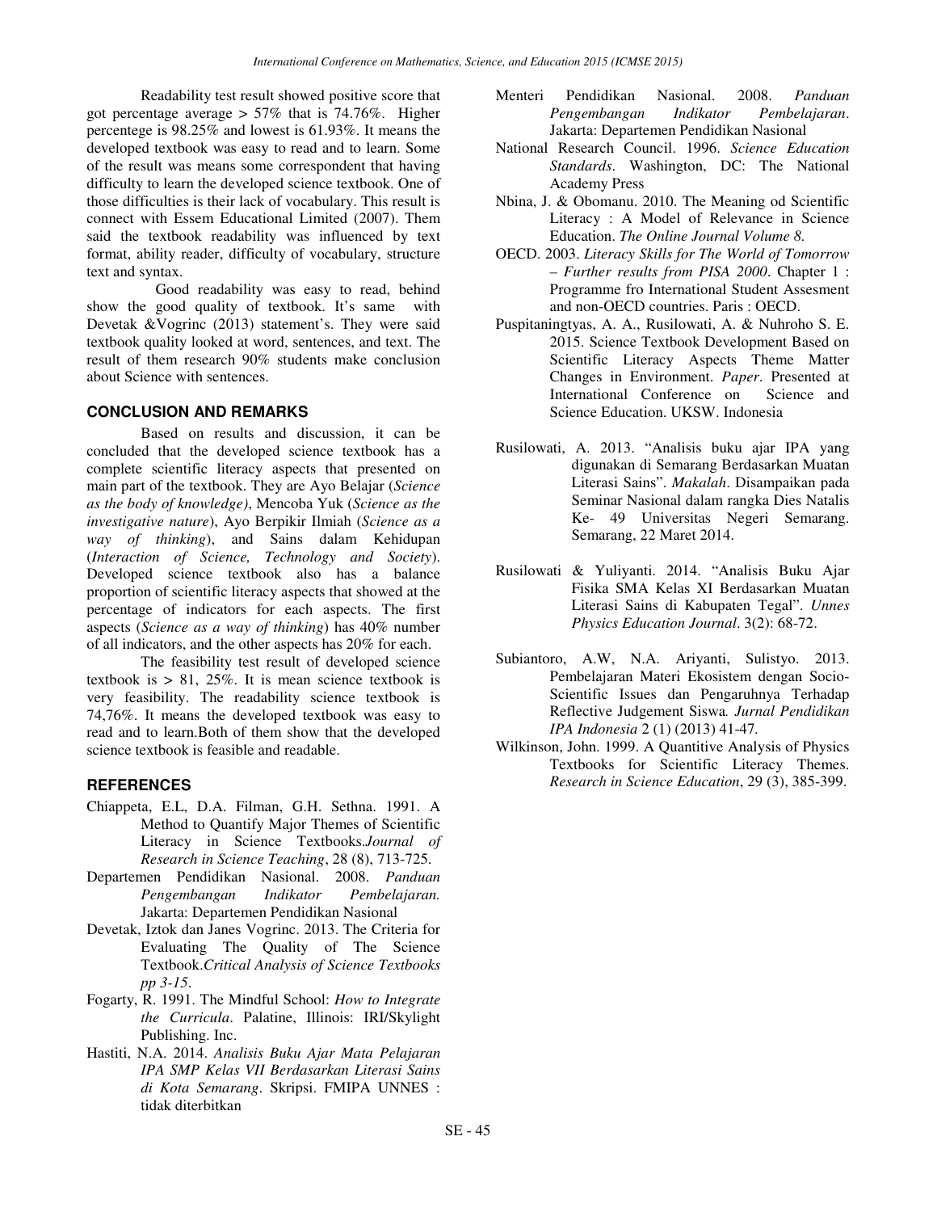Readability test result showed positive score that got percentage average > 57% that is 74.76%. Higher percentege is 98.25% and lowest is 61.93%. It means the developed textbook was easy to read and to learn. Some of the result was means some correspondent that having difficulty to learn the developed science textbook. One of those difficulties is their lack of vocabulary. This result is connect with Essem Educational Limited (2007). Them said the textbook readability was influenced by text format, ability reader, difficulty of vocabulary, structure text and syntax.

Good readability was easy to read, behind show the good quality of textbook. It's same with Devetak &Vogrinc (2013) statement's. They were said textbook quality looked at word, sentences, and text. The result of them research 90% students make conclusion about Science with sentences.

## CONCLUSION AND REMARKS

Based on results and discussion, it can be concluded that the developed science textbook has a complete scientific literacy aspects that presented on main part of the textbook. They are Ayo Belajar (*Science as the body of knowledge)*, Mencoba Yuk (*Science as the investigative nature*), Ayo Berpikir Ilmiah (*Science as a way of thinking*), and Sains dalam Kehidupan (*Interaction of Science, Technology and Society*). Developed science textbook also has a balance proportion of scientific literacy aspects that showed at the percentage of indicators for each aspects. The first aspects (*Science as a way of thinking*) has 40% number of all indicators, and the other aspects has 20% for each.

The feasibility test result of developed science textbook is > 81, 25%. It is mean science textbook is very feasibility. The readability science textbook is 74,76%. It means the developed textbook was easy to read and to learn.Both of them show that the developed science textbook is feasible and readable.

## REFERENCES

Chiappeta, E.L, D.A. Filman, G.H. Sethna. 1991. A Method to Quantify Major Themes of Scientific Literacy in Science Textbooks.*Journal of Research in Science Teaching*, 28 (8), 713-725.

Departemen Pendidikan Nasional. 2008. *Panduan Pengembangan Indikator Pembelajaran.* Jakarta: Departemen Pendidikan Nasional

Devetak, Iztok dan Janes Vogrinc. 2013. The Criteria for Evaluating The Quality of The Science Textbook.*Critical Analysis of Science Textbooks pp 3-15*.

Fogarty, R. 1991. The Mindful School: *How to Integrate the Curricula*. Palatine, Illinois: IRI/Skylight Publishing. Inc.

Hastiti, N.A. 2014. *Analisis Buku Ajar Mata Pelajaran IPA SMP Kelas VII Berdasarkan Literasi Sains di Kota Semarang*. Skripsi. FMIPA UNNES : tidak diterbitkan

Menteri Pendidikan Nasional. 2008. *Panduan Pengembangan Indikator Pembelajaran*. Jakarta: Departemen Pendidikan Nasional

National Research Council. 1996. *Science Education Standards*. Washington, DC: The National Academy Press

Nbina, J. & Obomanu. 2010. The Meaning od Scientific Literacy : A Model of Relevance in Science Education. *The Online Journal Volume 8.*

OECD. 2003. *Literacy Skills for The World of Tomorrow – Further results from PISA 2000*. Chapter 1 : Programme fro International Student Assesment and non-OECD countries. Paris : OECD.

Puspitaningtyas, A. A., Rusilowati, A. & Nuhroho S. E. 2015. Science Textbook Development Based on Scientific Literacy Aspects Theme Matter Changes in Environment. *Paper*. Presented at International Conference on Science and Science Education. UKSW. Indonesia

Rusilowati, A. 2013. "Analisis buku ajar IPA yang digunakan di Semarang Berdasarkan Muatan Literasi Sains". *Makalah*. Disampaikan pada Seminar Nasional dalam rangka Dies Natalis Ke- 49 Universitas Negeri Semarang. Semarang, 22 Maret 2014.

Rusilowati & Yuliyanti. 2014. "Analisis Buku Ajar Fisika SMA Kelas XI Berdasarkan Muatan Literasi Sains di Kabupaten Tegal". *Unnes Physics Education Journal*. 3(2): 68-72.

Subiantoro, A.W, N.A. Ariyanti, Sulistyo. 2013. Pembelajaran Materi Ekosistem dengan Socio-Scientific Issues dan Pengaruhnya Terhadap Reflective Judgement Siswa*. Jurnal Pendidikan IPA Indonesia* 2 (1) (2013) 41-47.

Wilkinson, John. 1999. A Quantitive Analysis of Physics Textbooks for Scientific Literacy Themes. *Research in Science Education*, 29 (3), 385-399.